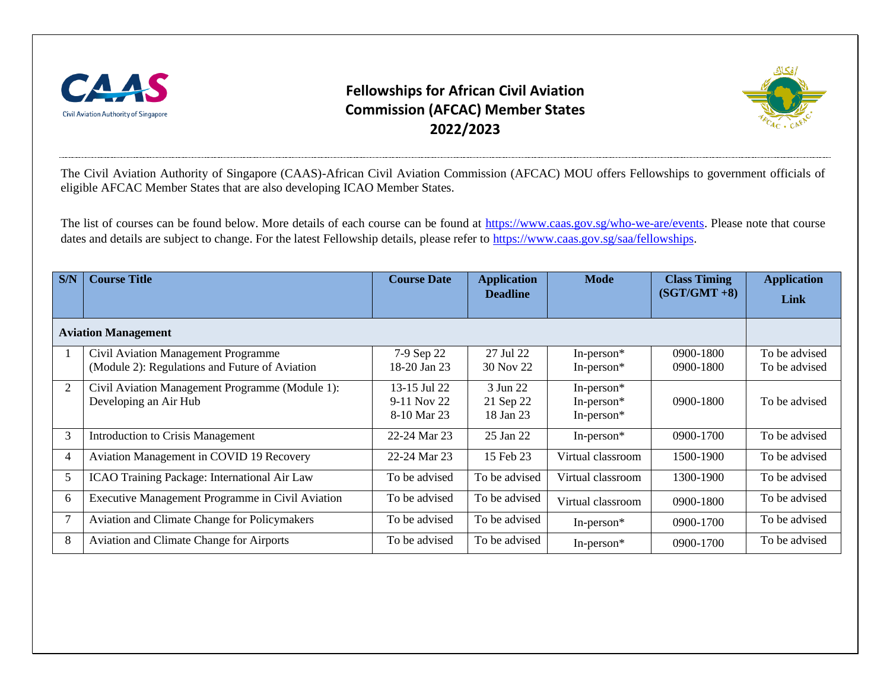# Fellowships for African Civil Aviation Commission (AFCAC) Member States 2022/2023

The Civil Aviation Authority of Singapore (CAAS)-African Civil Aviation Commission (AFCAC) MOU offers Fellowships to government officials of eligible AFCAC Member States that are also developing ICAO Member States.

The list of courses can be found below. More details of each course can be found at https://www.caas.gov.sg/who-we-are/events. Please note that course dates and details are subject to change. For the latest Fellowship details, please refer to https://www.caas.gov.sg/saa/fellowships.

| S/N | Course Title | Course Date | Application Deadline | Mode | Class Timing (SGT/GMT +8) | Application Link |
|---|---|---|---|---|---|---|
| **Aviation Management** | | | | | | |
| 1 | Civil Aviation Management Programme (Module 2): Regulations and Future of Aviation | 7-9 Sep 22<br>18-20 Jan 23 | 27 Jul 22<br>30 Nov 22 | In-person*<br>In-person* | 0900-1800<br>0900-1800 | To be advised<br>To be advised |
| 2 | Civil Aviation Management Programme (Module 1): Developing an Air Hub | 13-15 Jul 22<br>9-11 Nov 22<br>8-10 Mar 23 | 3 Jun 22<br>21 Sep 22<br>18 Jan 23 | In-person*<br>In-person*<br>In-person* | 0900-1800 | To be advised |
| 3 | Introduction to Crisis Management | 22-24 Mar 23 | 25 Jan 22 | In-person* | 0900-1700 | To be advised |
| 4 | Aviation Management in COVID 19 Recovery | 22-24 Mar 23 | 15 Feb 23 | Virtual classroom | 1500-1900 | To be advised |
| 5 | ICAO Training Package: International Air Law | To be advised | To be advised | Virtual classroom | 1300-1900 | To be advised |
| 6 | Executive Management Programme in Civil Aviation | To be advised | To be advised | Virtual classroom | 0900-1800 | To be advised |
| 7 | Aviation and Climate Change for Policymakers | To be advised | To be advised | In-person* | 0900-1700 | To be advised |
| 8 | Aviation and Climate Change for Airports | To be advised | To be advised | In-person* | 0900-1700 | To be advised |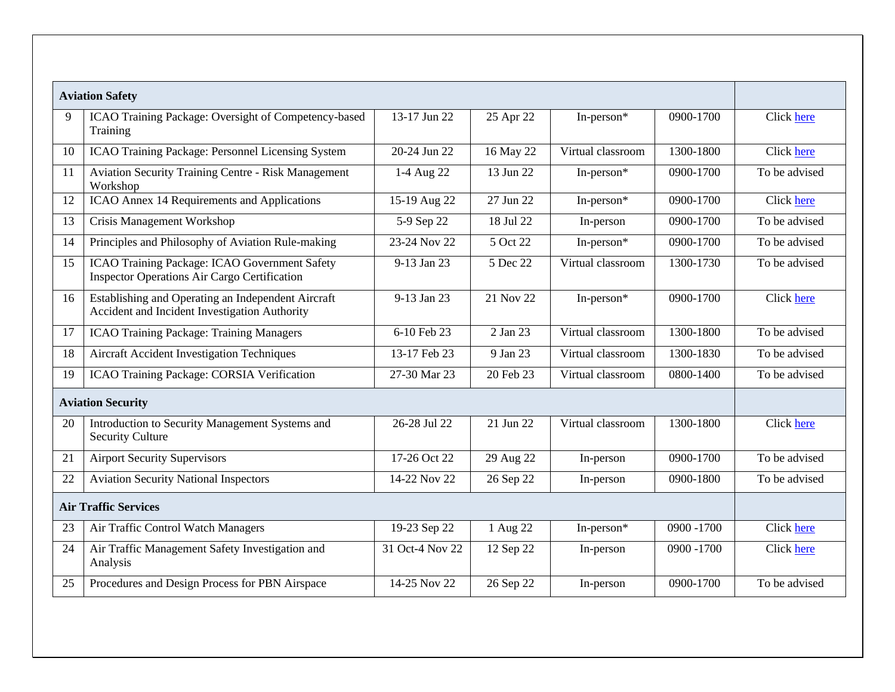| | **Aviation Safety** | | | | | |
|---|---|---|---|---|---|---|
| 9 | ICAO Training Package: Oversight of Competency-based Training | 13-17 Jun 22 | 25 Apr 22 | In-person* | 0900-1700 | Click here |
| 10 | ICAO Training Package: Personnel Licensing System | 20-24 Jun 22 | 16 May 22 | Virtual classroom | 1300-1800 | Click here |
| 11 | Aviation Security Training Centre - Risk Management Workshop | 1-4 Aug 22 | 13 Jun 22 | In-person* | 0900-1700 | To be advised |
| 12 | ICAO Annex 14 Requirements and Applications | 15-19 Aug 22 | 27 Jun 22 | In-person* | 0900-1700 | Click here |
| 13 | Crisis Management Workshop | 5-9 Sep 22 | 18 Jul 22 | In-person | 0900-1700 | To be advised |
| 14 | Principles and Philosophy of Aviation Rule-making | 23-24 Nov 22 | 5 Oct 22 | In-person* | 0900-1700 | To be advised |
| 15 | ICAO Training Package: ICAO Government Safety Inspector Operations Air Cargo Certification | 9-13 Jan 23 | 5 Dec 22 | Virtual classroom | 1300-1730 | To be advised |
| 16 | Establishing and Operating an Independent Aircraft Accident and Incident Investigation Authority | 9-13 Jan 23 | 21 Nov 22 | In-person* | 0900-1700 | Click here |
| 17 | ICAO Training Package: Training Managers | 6-10 Feb 23 | 2 Jan 23 | Virtual classroom | 1300-1800 | To be advised |
| 18 | Aircraft Accident Investigation Techniques | 13-17 Feb 23 | 9 Jan 23 | Virtual classroom | 1300-1830 | To be advised |
| 19 | ICAO Training Package: CORSIA Verification | 27-30 Mar 23 | 20 Feb 23 | Virtual classroom | 0800-1400 | To be advised |
| | **Aviation Security** | | | | | |
| 20 | Introduction to Security Management Systems and Security Culture | 26-28 Jul 22 | 21 Jun 22 | Virtual classroom | 1300-1800 | Click here |
| 21 | Airport Security Supervisors | 17-26 Oct 22 | 29 Aug 22 | In-person | 0900-1700 | To be advised |
| 22 | Aviation Security National Inspectors | 14-22 Nov 22 | 26 Sep 22 | In-person | 0900-1800 | To be advised |
| | **Air Traffic Services** | | | | | |
| 23 | Air Traffic Control Watch Managers | 19-23 Sep 22 | 1 Aug 22 | In-person* | 0900 -1700 | Click here |
| 24 | Air Traffic Management Safety Investigation and Analysis | 31 Oct-4 Nov 22 | 12 Sep 22 | In-person | 0900 -1700 | Click here |
| 25 | Procedures and Design Process for PBN Airspace | 14-25 Nov 22 | 26 Sep 22 | In-person | 0900-1700 | To be advised |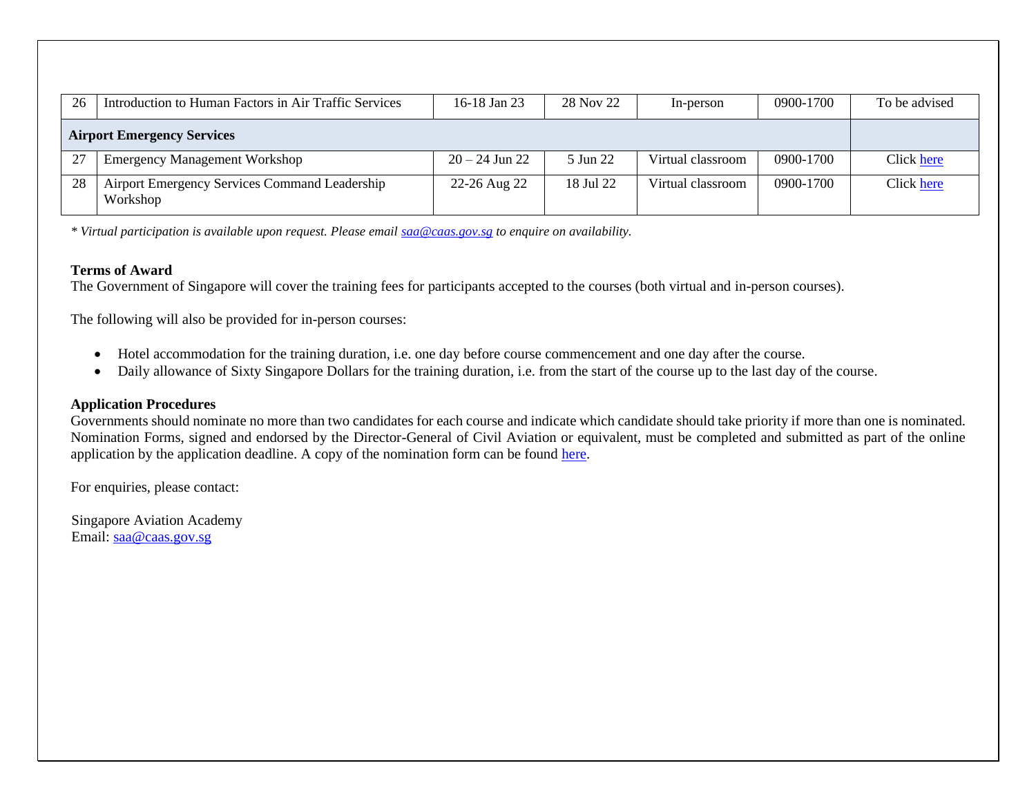| | | | | | | |
|---|---|---|---|---|---|---|
| 26 | Introduction to Human Factors in Air Traffic Services | 16-18 Jan 23 | 28 Nov 22 | In-person | 0900-1700 | To be advised |
| **Airport Emergency Services** | | | | | | |
| 27 | Emergency Management Workshop | 20 – 24 Jun 22 | 5 Jun 22 | Virtual classroom | 0900-1700 | Click here |
| 28 | Airport Emergency Services Command Leadership Workshop | 22-26 Aug 22 | 18 Jul 22 | Virtual classroom | 0900-1700 | Click here |

*\* Virtual participation is available upon request. Please email saa@caas.gov.sg to enquire on availability.*

**Terms of Award**

The Government of Singapore will cover the training fees for participants accepted to the courses (both virtual and in-person courses).

The following will also be provided for in-person courses:

- Hotel accommodation for the training duration, i.e. one day before course commencement and one day after the course.
- Daily allowance of Sixty Singapore Dollars for the training duration, i.e. from the start of the course up to the last day of the course.

**Application Procedures**

Governments should nominate no more than two candidates for each course and indicate which candidate should take priority if more than one is nominated. Nomination Forms, signed and endorsed by the Director-General of Civil Aviation or equivalent, must be completed and submitted as part of the online application by the application deadline. A copy of the nomination form can be found here.

For enquiries, please contact:

Singapore Aviation Academy
Email: saa@caas.gov.sg